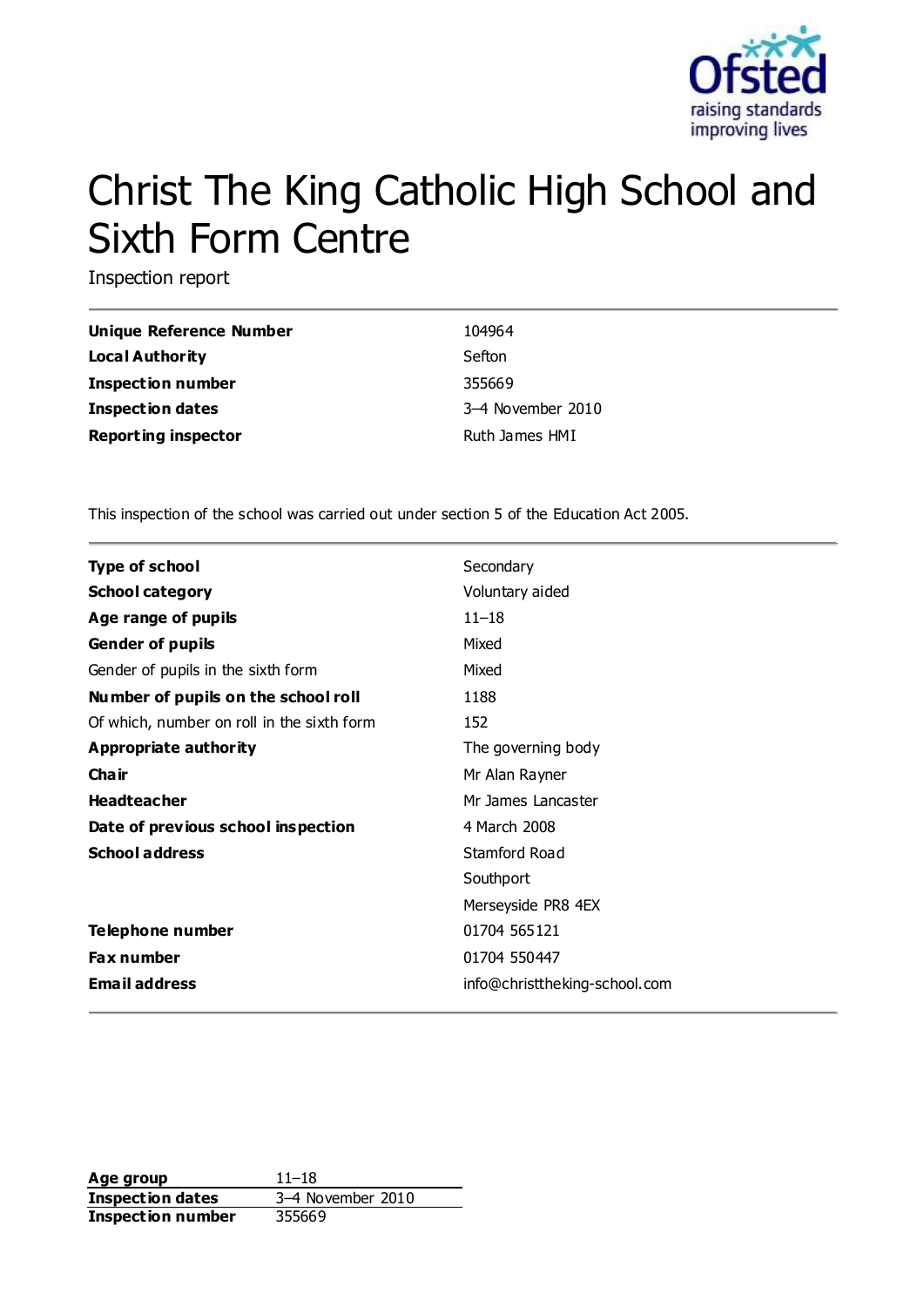# Christ The King Catholic High School and Sixth Form Centre

Inspection report

| | |
|---|---|
| **Unique Reference Number** | 104964 |
| **Local Authority** | Sefton |
| **Inspection number** | 355669 |
| **Inspection dates** | 3–4 November 2010 |
| **Reporting inspector** | Ruth James HMI |

This inspection of the school was carried out under section 5 of the Education Act 2005.

| | |
|---|---|
| **Type of school** | Secondary |
| **School category** | Voluntary aided |
| **Age range of pupils** | 11–18 |
| **Gender of pupils** | Mixed |
| Gender of pupils in the sixth form | Mixed |
| **Number of pupils on the school roll** | 1188 |
| Of which, number on roll in the sixth form | 152 |
| **Appropriate authority** | The governing body |
| **Chair** | Mr Alan Rayner |
| **Headteacher** | Mr James Lancaster |
| **Date of previous school inspection** | 4 March 2008 |
| **School address** | Stamford Road<br>Southport<br>Merseyside PR8 4EX |
| **Telephone number** | 01704 565121 |
| **Fax number** | 01704 550447 |
| **Email address** | info@christtheking-school.com |

| | |
|---|---|
| **Age group** | 11–18 |
| **Inspection dates** | 3–4 November 2010 |
| **Inspection number** | 355669 |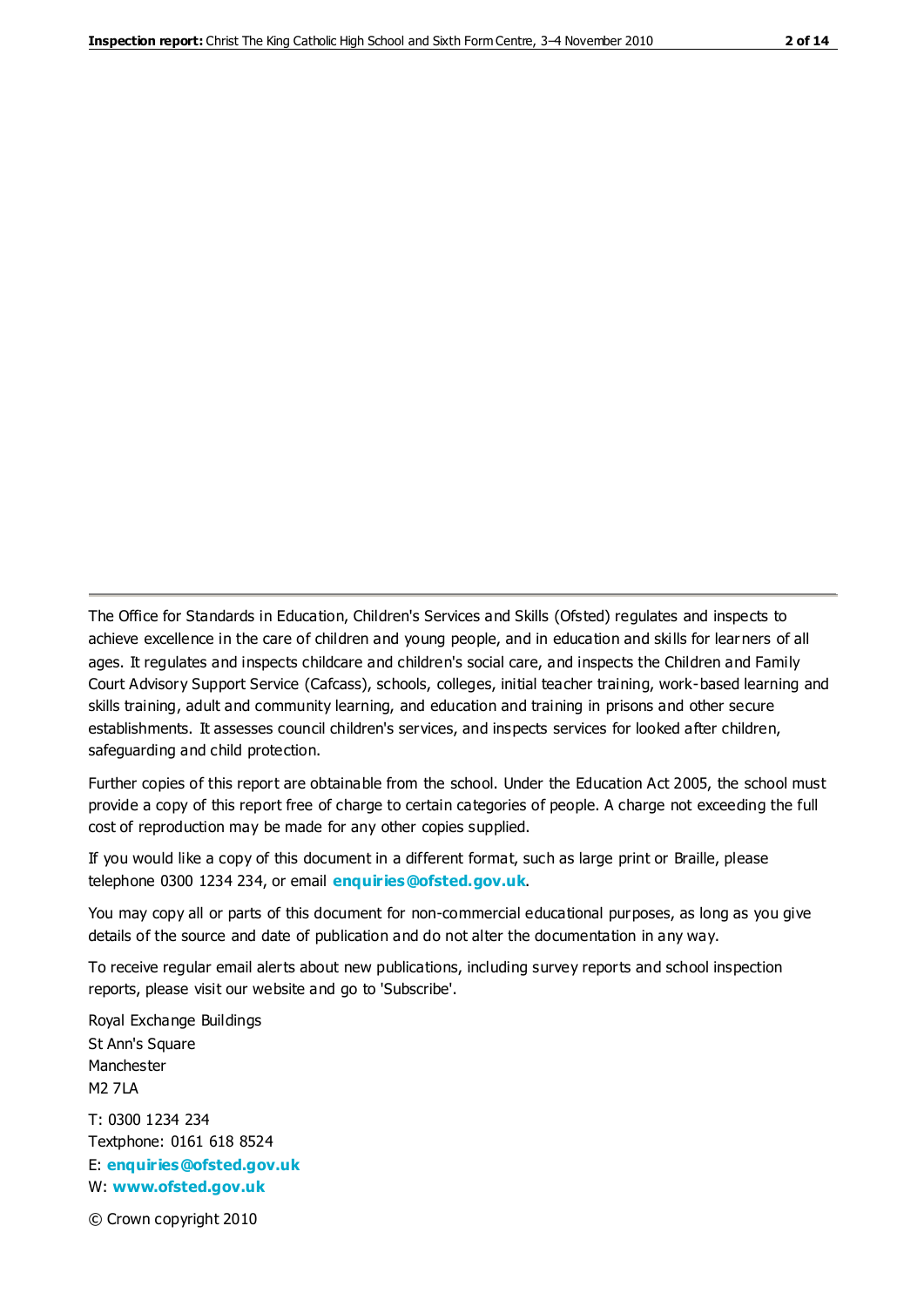The Office for Standards in Education, Children's Services and Skills (Ofsted) regulates and inspects to achieve excellence in the care of children and young people, and in education and skills for learners of all ages. It regulates and inspects childcare and children's social care, and inspects the Children and Family Court Advisory Support Service (Cafcass), schools, colleges, initial teacher training, work-based learning and skills training, adult and community learning, and education and training in prisons and other secure establishments. It assesses council children's services, and inspects services for looked after children, safeguarding and child protection.

Further copies of this report are obtainable from the school. Under the Education Act 2005, the school must provide a copy of this report free of charge to certain categories of people. A charge not exceeding the full cost of reproduction may be made for any other copies supplied.

If you would like a copy of this document in a different format, such as large print or Braille, please telephone 0300 1234 234, or email **enquiries@ofsted.gov.uk**.

You may copy all or parts of this document for non-commercial educational purposes, as long as you give details of the source and date of publication and do not alter the documentation in any way.

To receive regular email alerts about new publications, including survey reports and school inspection reports, please visit our website and go to 'Subscribe'.

Royal Exchange Buildings
St Ann's Square
Manchester
M2 7LA

T: 0300 1234 234
Textphone: 0161 618 8524
E: **enquiries@ofsted.gov.uk**
W: **www.ofsted.gov.uk**

© Crown copyright 2010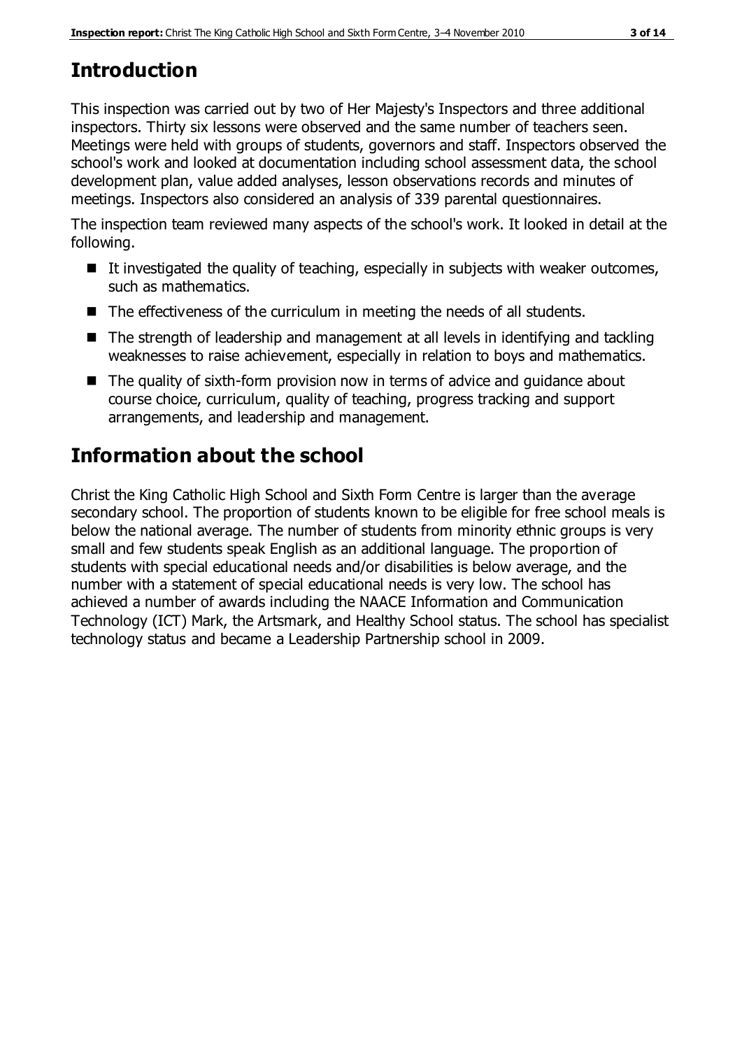## Introduction

This inspection was carried out by two of Her Majesty's Inspectors and three additional inspectors. Thirty six lessons were observed and the same number of teachers seen. Meetings were held with groups of students, governors and staff. Inspectors observed the school's work and looked at documentation including school assessment data, the school development plan, value added analyses, lesson observations records and minutes of meetings. Inspectors also considered an analysis of 339 parental questionnaires.

The inspection team reviewed many aspects of the school's work. It looked in detail at the following.

- It investigated the quality of teaching, especially in subjects with weaker outcomes, such as mathematics.
- The effectiveness of the curriculum in meeting the needs of all students.
- The strength of leadership and management at all levels in identifying and tackling weaknesses to raise achievement, especially in relation to boys and mathematics.
- The quality of sixth-form provision now in terms of advice and guidance about course choice, curriculum, quality of teaching, progress tracking and support arrangements, and leadership and management.

## Information about the school

Christ the King Catholic High School and Sixth Form Centre is larger than the average secondary school. The proportion of students known to be eligible for free school meals is below the national average. The number of students from minority ethnic groups is very small and few students speak English as an additional language. The proportion of students with special educational needs and/or disabilities is below average, and the number with a statement of special educational needs is very low. The school has achieved a number of awards including the NAACE Information and Communication Technology (ICT) Mark, the Artsmark, and Healthy School status. The school has specialist technology status and became a Leadership Partnership school in 2009.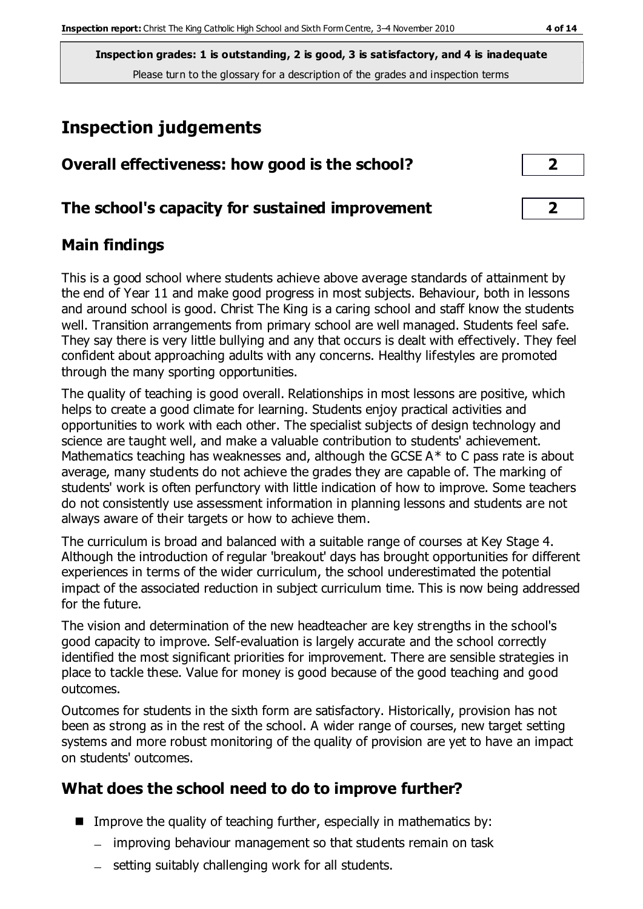**Inspection grades: 1 is outstanding, 2 is good, 3 is satisfactory, and 4 is inadequate**
Please turn to the glossary for a description of the grades and inspection terms

# Inspection judgements

## Overall effectiveness: how good is the school? 2

## The school's capacity for sustained improvement 2

## Main findings

This is a good school where students achieve above average standards of attainment by the end of Year 11 and make good progress in most subjects. Behaviour, both in lessons and around school is good. Christ The King is a caring school and staff know the students well. Transition arrangements from primary school are well managed. Students feel safe. They say there is very little bullying and any that occurs is dealt with effectively. They feel confident about approaching adults with any concerns. Healthy lifestyles are promoted through the many sporting opportunities.

The quality of teaching is good overall. Relationships in most lessons are positive, which helps to create a good climate for learning. Students enjoy practical activities and opportunities to work with each other. The specialist subjects of design technology and science are taught well, and make a valuable contribution to students' achievement. Mathematics teaching has weaknesses and, although the GCSE A* to C pass rate is about average, many students do not achieve the grades they are capable of. The marking of students' work is often perfunctory with little indication of how to improve. Some teachers do not consistently use assessment information in planning lessons and students are not always aware of their targets or how to achieve them.

The curriculum is broad and balanced with a suitable range of courses at Key Stage 4. Although the introduction of regular 'breakout' days has brought opportunities for different experiences in terms of the wider curriculum, the school underestimated the potential impact of the associated reduction in subject curriculum time. This is now being addressed for the future.

The vision and determination of the new headteacher are key strengths in the school's good capacity to improve. Self-evaluation is largely accurate and the school correctly identified the most significant priorities for improvement. There are sensible strategies in place to tackle these. Value for money is good because of the good teaching and good outcomes.

Outcomes for students in the sixth form are satisfactory. Historically, provision has not been as strong as in the rest of the school. A wider range of courses, new target setting systems and more robust monitoring of the quality of provision are yet to have an impact on students' outcomes.

## What does the school need to do to improve further?

- Improve the quality of teaching further, especially in mathematics by:
  - improving behaviour management so that students remain on task
  - setting suitably challenging work for all students.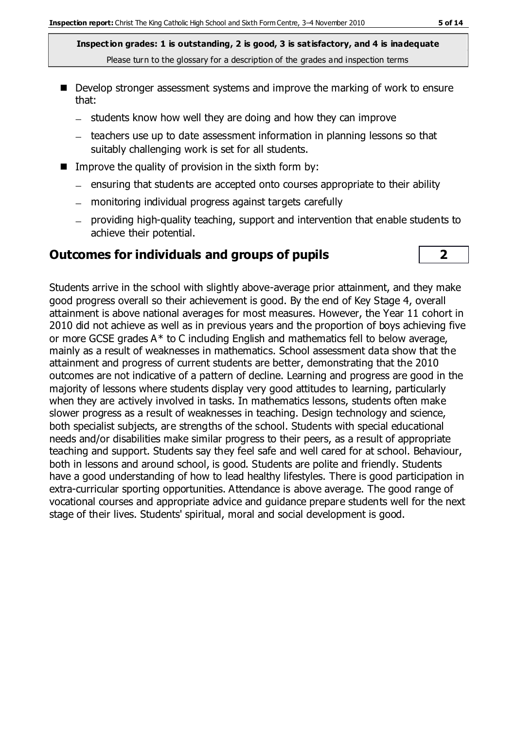**Inspection grades: 1 is outstanding, 2 is good, 3 is satisfactory, and 4 is inadequate**
Please turn to the glossary for a description of the grades and inspection terms

- Develop stronger assessment systems and improve the marking of work to ensure that:
  - students know how well they are doing and how they can improve
  - teachers use up to date assessment information in planning lessons so that suitably challenging work is set for all students.
- Improve the quality of provision in the sixth form by:
  - ensuring that students are accepted onto courses appropriate to their ability
  - monitoring individual progress against targets carefully
  - providing high-quality teaching, support and intervention that enable students to achieve their potential.

## Outcomes for individuals and groups of pupils — 2

Students arrive in the school with slightly above-average prior attainment, and they make good progress overall so their achievement is good. By the end of Key Stage 4, overall attainment is above national averages for most measures. However, the Year 11 cohort in 2010 did not achieve as well as in previous years and the proportion of boys achieving five or more GCSE grades A* to C including English and mathematics fell to below average, mainly as a result of weaknesses in mathematics. School assessment data show that the attainment and progress of current students are better, demonstrating that the 2010 outcomes are not indicative of a pattern of decline. Learning and progress are good in the majority of lessons where students display very good attitudes to learning, particularly when they are actively involved in tasks. In mathematics lessons, students often make slower progress as a result of weaknesses in teaching. Design technology and science, both specialist subjects, are strengths of the school. Students with special educational needs and/or disabilities make similar progress to their peers, as a result of appropriate teaching and support. Students say they feel safe and well cared for at school. Behaviour, both in lessons and around school, is good. Students are polite and friendly. Students have a good understanding of how to lead healthy lifestyles. There is good participation in extra-curricular sporting opportunities. Attendance is above average. The good range of vocational courses and appropriate advice and guidance prepare students well for the next stage of their lives. Students' spiritual, moral and social development is good.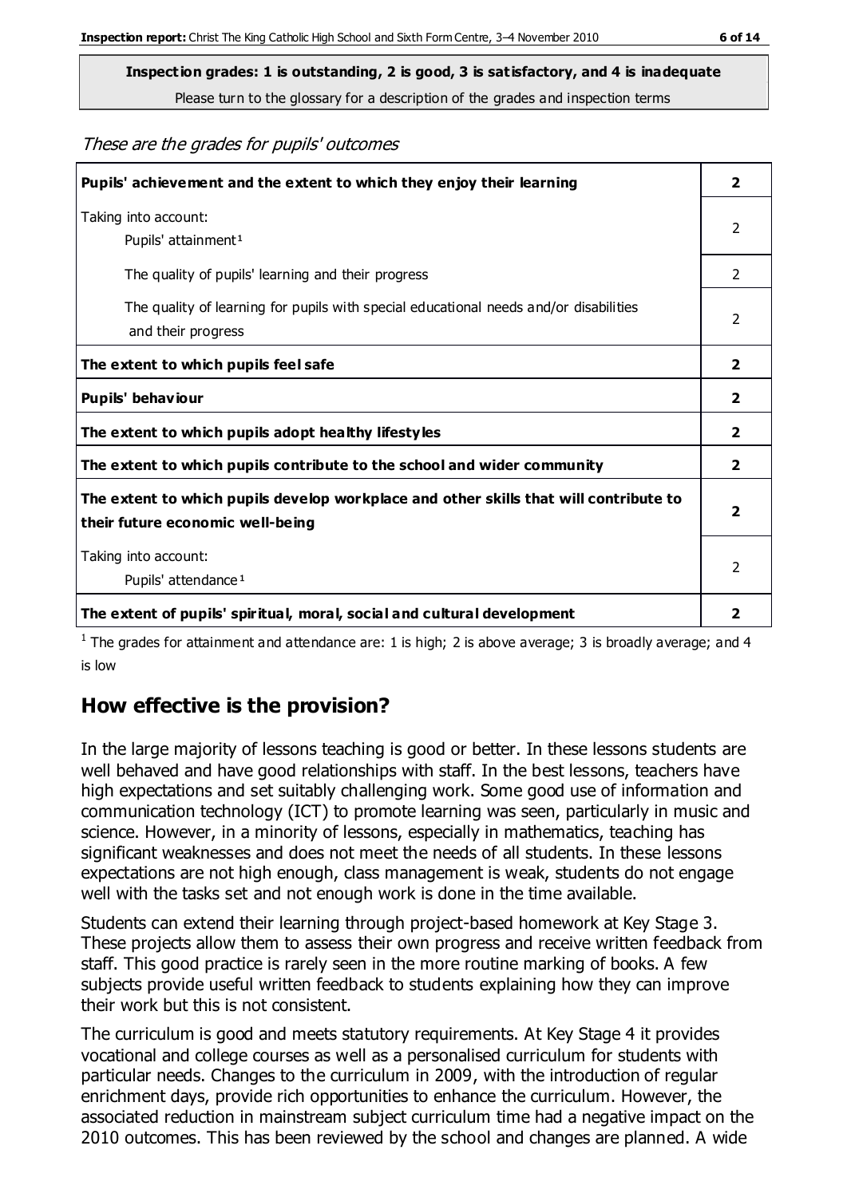**Inspection grades: 1 is outstanding, 2 is good, 3 is satisfactory, and 4 is inadequate**

Please turn to the glossary for a description of the grades and inspection terms

*These are the grades for pupils' outcomes*

| | |
|---|---|
| **Pupils' achievement and the extent to which they enjoy their learning** | **2** |
| Taking into account: Pupils' attainment[1] | 2 |
| The quality of pupils' learning and their progress | 2 |
| The quality of learning for pupils with special educational needs and/or disabilities and their progress | 2 |
| **The extent to which pupils feel safe** | **2** |
| **Pupils' behaviour** | **2** |
| **The extent to which pupils adopt healthy lifestyles** | **2** |
| **The extent to which pupils contribute to the school and wider community** | **2** |
| **The extent to which pupils develop workplace and other skills that will contribute to their future economic well-being** | **2** |
| Taking into account: Pupils' attendance[1] | 2 |
| **The extent of pupils' spiritual, moral, social and cultural development** | **2** |

[1] The grades for attainment and attendance are: 1 is high; 2 is above average; 3 is broadly average; and 4 is low

## How effective is the provision?

In the large majority of lessons teaching is good or better. In these lessons students are well behaved and have good relationships with staff. In the best lessons, teachers have high expectations and set suitably challenging work. Some good use of information and communication technology (ICT) to promote learning was seen, particularly in music and science. However, in a minority of lessons, especially in mathematics, teaching has significant weaknesses and does not meet the needs of all students. In these lessons expectations are not high enough, class management is weak, students do not engage well with the tasks set and not enough work is done in the time available.

Students can extend their learning through project-based homework at Key Stage 3. These projects allow them to assess their own progress and receive written feedback from staff. This good practice is rarely seen in the more routine marking of books. A few subjects provide useful written feedback to students explaining how they can improve their work but this is not consistent.

The curriculum is good and meets statutory requirements. At Key Stage 4 it provides vocational and college courses as well as a personalised curriculum for students with particular needs. Changes to the curriculum in 2009, with the introduction of regular enrichment days, provide rich opportunities to enhance the curriculum. However, the associated reduction in mainstream subject curriculum time had a negative impact on the 2010 outcomes. This has been reviewed by the school and changes are planned. A wide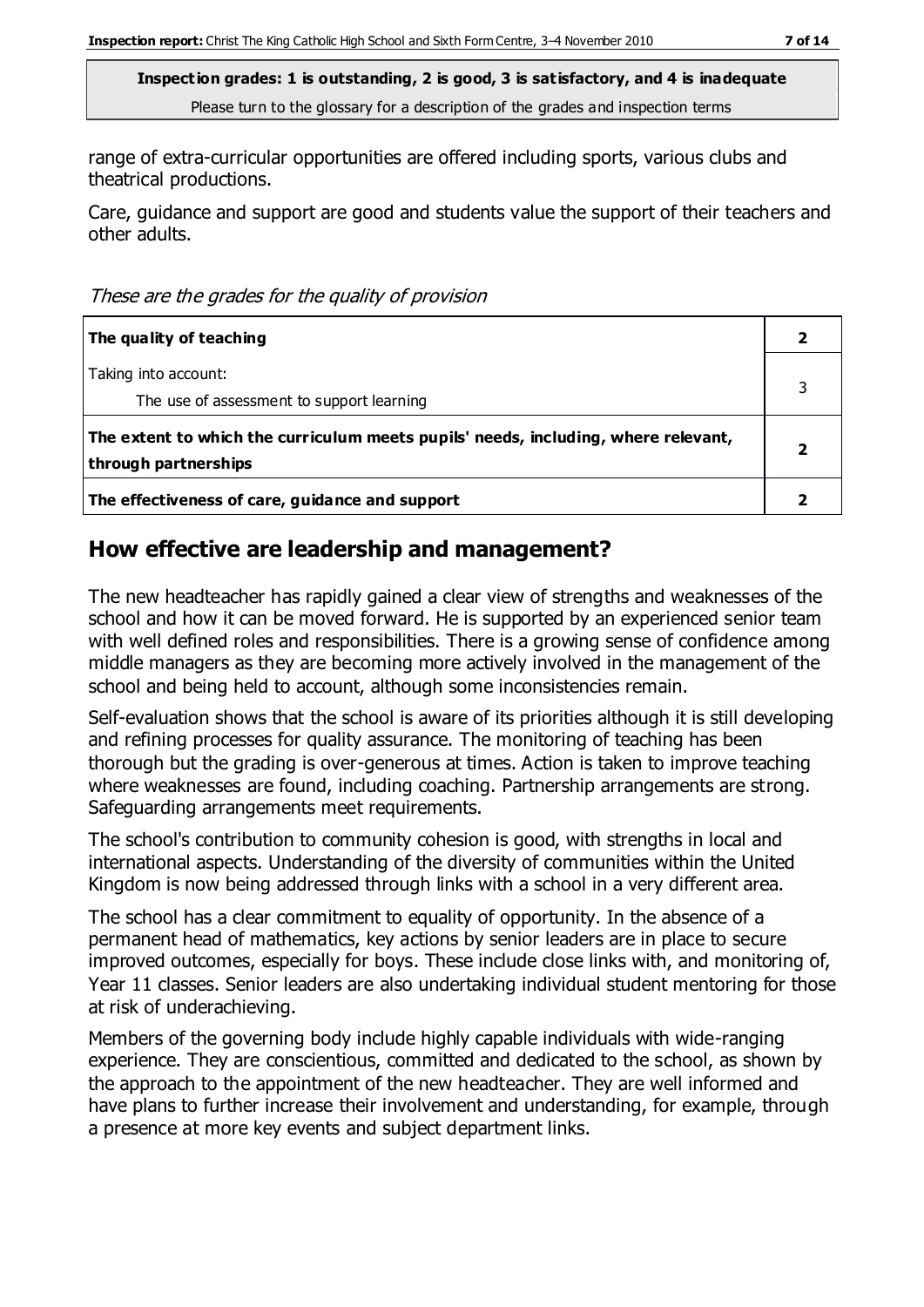**Inspection grades: 1 is outstanding, 2 is good, 3 is satisfactory, and 4 is inadequate**
Please turn to the glossary for a description of the grades and inspection terms

range of extra-curricular opportunities are offered including sports, various clubs and theatrical productions.

Care, guidance and support are good and students value the support of their teachers and other adults.

*These are the grades for the quality of provision*

| | |
|---|---|
| **The quality of teaching** | **2** |
| Taking into account:<br>The use of assessment to support learning | 3 |
| **The extent to which the curriculum meets pupils' needs, including, where relevant, through partnerships** | **2** |
| **The effectiveness of care, guidance and support** | **2** |

## How effective are leadership and management?

The new headteacher has rapidly gained a clear view of strengths and weaknesses of the school and how it can be moved forward. He is supported by an experienced senior team with well defined roles and responsibilities. There is a growing sense of confidence among middle managers as they are becoming more actively involved in the management of the school and being held to account, although some inconsistencies remain.

Self-evaluation shows that the school is aware of its priorities although it is still developing and refining processes for quality assurance. The monitoring of teaching has been thorough but the grading is over-generous at times. Action is taken to improve teaching where weaknesses are found, including coaching. Partnership arrangements are strong. Safeguarding arrangements meet requirements.

The school's contribution to community cohesion is good, with strengths in local and international aspects. Understanding of the diversity of communities within the United Kingdom is now being addressed through links with a school in a very different area.

The school has a clear commitment to equality of opportunity. In the absence of a permanent head of mathematics, key actions by senior leaders are in place to secure improved outcomes, especially for boys. These include close links with, and monitoring of, Year 11 classes. Senior leaders are also undertaking individual student mentoring for those at risk of underachieving.

Members of the governing body include highly capable individuals with wide-ranging experience. They are conscientious, committed and dedicated to the school, as shown by the approach to the appointment of the new headteacher. They are well informed and have plans to further increase their involvement and understanding, for example, through a presence at more key events and subject department links.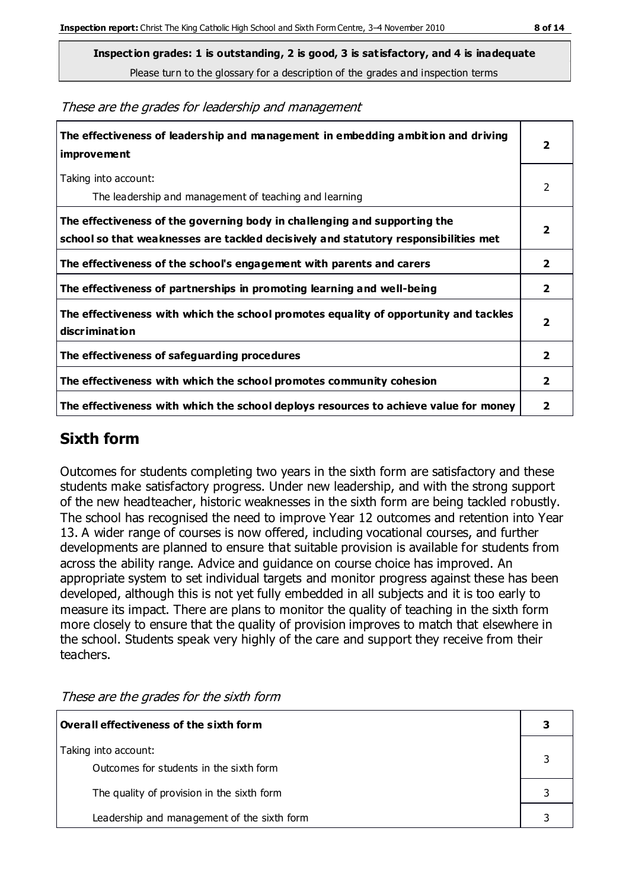**Inspection grades: 1 is outstanding, 2 is good, 3 is satisfactory, and 4 is inadequate**

Please turn to the glossary for a description of the grades and inspection terms

*These are the grades for leadership and management*

| | |
|---|---|
| **The effectiveness of leadership and management in embedding ambition and driving improvement** | **2** |
| Taking into account:<br>The leadership and management of teaching and learning | 2 |
| **The effectiveness of the governing body in challenging and supporting the school so that weaknesses are tackled decisively and statutory responsibilities met** | **2** |
| **The effectiveness of the school's engagement with parents and carers** | **2** |
| **The effectiveness of partnerships in promoting learning and well-being** | **2** |
| **The effectiveness with which the school promotes equality of opportunity and tackles discrimination** | **2** |
| **The effectiveness of safeguarding procedures** | **2** |
| **The effectiveness with which the school promotes community cohesion** | **2** |
| **The effectiveness with which the school deploys resources to achieve value for money** | **2** |

## Sixth form

Outcomes for students completing two years in the sixth form are satisfactory and these students make satisfactory progress. Under new leadership, and with the strong support of the new headteacher, historic weaknesses in the sixth form are being tackled robustly. The school has recognised the need to improve Year 12 outcomes and retention into Year 13. A wider range of courses is now offered, including vocational courses, and further developments are planned to ensure that suitable provision is available for students from across the ability range. Advice and guidance on course choice has improved. An appropriate system to set individual targets and monitor progress against these has been developed, although this is not yet fully embedded in all subjects and it is too early to measure its impact. There are plans to monitor the quality of teaching in the sixth form more closely to ensure that the quality of provision improves to match that elsewhere in the school. Students speak very highly of the care and support they receive from their teachers.

*These are the grades for the sixth form*

| | |
|---|---|
| **Overall effectiveness of the sixth form** | **3** |
| Taking into account:<br>Outcomes for students in the sixth form | 3 |
| The quality of provision in the sixth form | 3 |
| Leadership and management of the sixth form | 3 |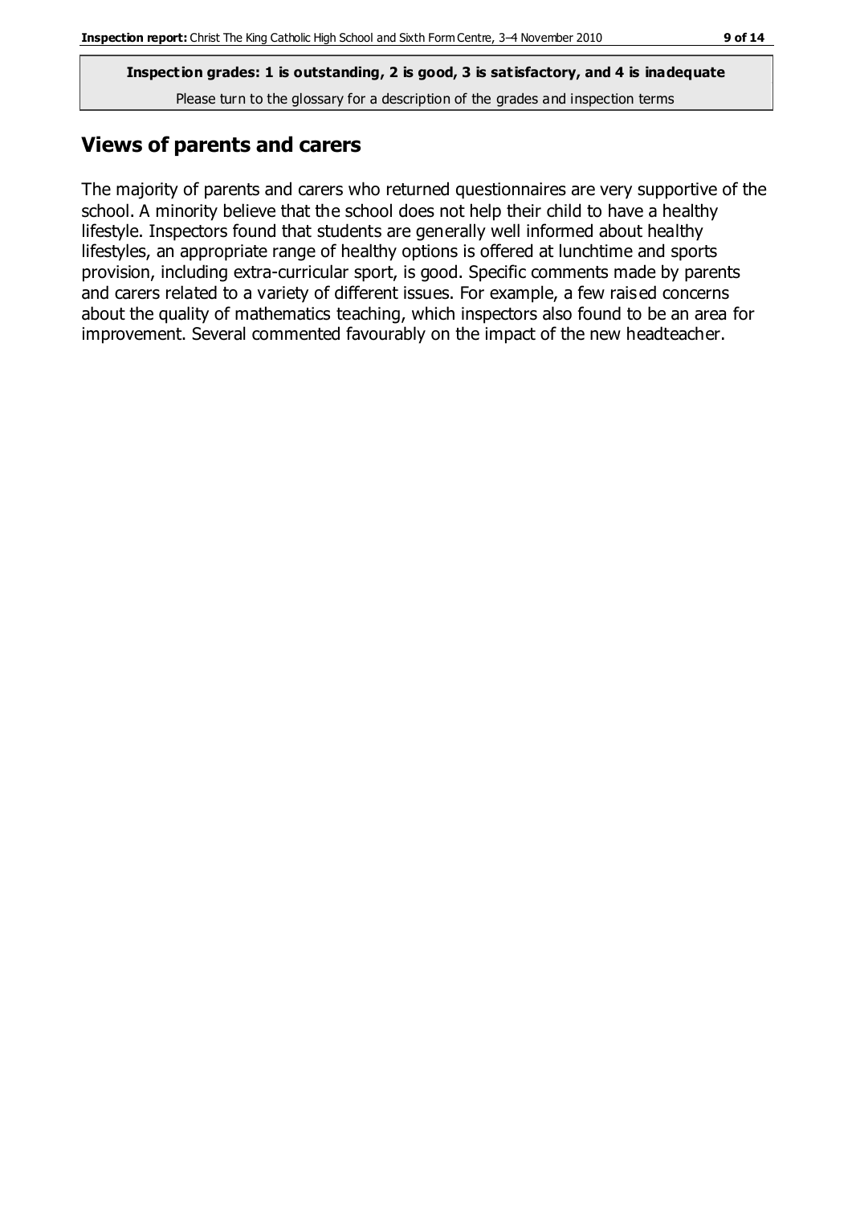**Inspection grades: 1 is outstanding, 2 is good, 3 is satisfactory, and 4 is inadequate**
Please turn to the glossary for a description of the grades and inspection terms

## Views of parents and carers

The majority of parents and carers who returned questionnaires are very supportive of the school. A minority believe that the school does not help their child to have a healthy lifestyle. Inspectors found that students are generally well informed about healthy lifestyles, an appropriate range of healthy options is offered at lunchtime and sports provision, including extra-curricular sport, is good. Specific comments made by parents and carers related to a variety of different issues. For example, a few raised concerns about the quality of mathematics teaching, which inspectors also found to be an area for improvement. Several commented favourably on the impact of the new headteacher.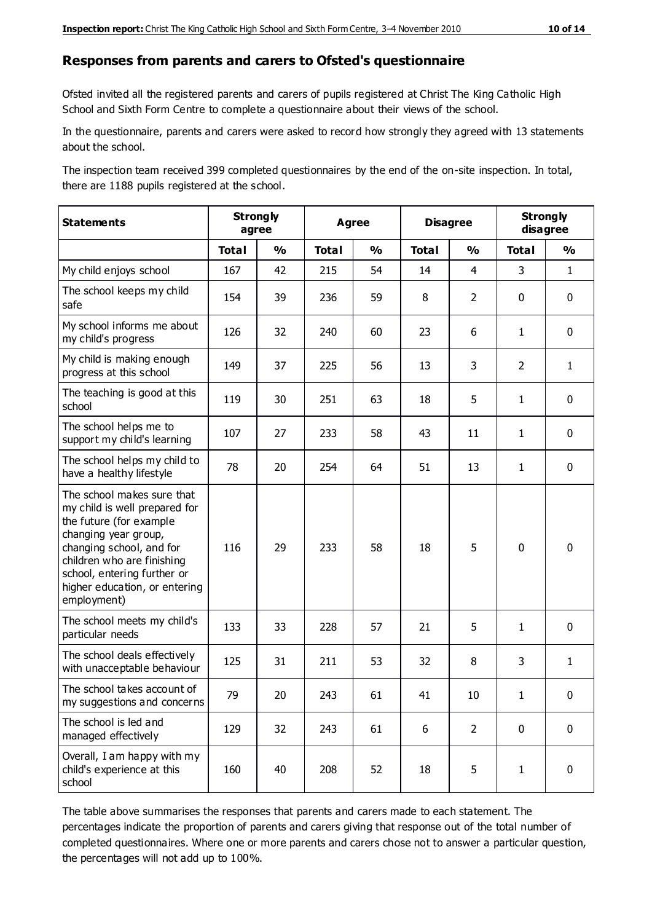## Responses from parents and carers to Ofsted's questionnaire

Ofsted invited all the registered parents and carers of pupils registered at Christ The King Catholic High School and Sixth Form Centre to complete a questionnaire about their views of the school.

In the questionnaire, parents and carers were asked to record how strongly they agreed with 13 statements about the school.

The inspection team received 399 completed questionnaires by the end of the on-site inspection. In total, there are 1188 pupils registered at the school.

| Statements | Strongly agree | | Agree | | Disagree | | Strongly disagree | |
|---|---|---|---|---|---|---|---|---|
| | Total | % | Total | % | Total | % | Total | % |
| My child enjoys school | 167 | 42 | 215 | 54 | 14 | 4 | 3 | 1 |
| The school keeps my child safe | 154 | 39 | 236 | 59 | 8 | 2 | 0 | 0 |
| My school informs me about my child's progress | 126 | 32 | 240 | 60 | 23 | 6 | 1 | 0 |
| My child is making enough progress at this school | 149 | 37 | 225 | 56 | 13 | 3 | 2 | 1 |
| The teaching is good at this school | 119 | 30 | 251 | 63 | 18 | 5 | 1 | 0 |
| The school helps me to support my child's learning | 107 | 27 | 233 | 58 | 43 | 11 | 1 | 0 |
| The school helps my child to have a healthy lifestyle | 78 | 20 | 254 | 64 | 51 | 13 | 1 | 0 |
| The school makes sure that my child is well prepared for the future (for example changing year group, changing school, and for children who are finishing school, entering further or higher education, or entering employment) | 116 | 29 | 233 | 58 | 18 | 5 | 0 | 0 |
| The school meets my child's particular needs | 133 | 33 | 228 | 57 | 21 | 5 | 1 | 0 |
| The school deals effectively with unacceptable behaviour | 125 | 31 | 211 | 53 | 32 | 8 | 3 | 1 |
| The school takes account of my suggestions and concerns | 79 | 20 | 243 | 61 | 41 | 10 | 1 | 0 |
| The school is led and managed effectively | 129 | 32 | 243 | 61 | 6 | 2 | 0 | 0 |
| Overall, I am happy with my child's experience at this school | 160 | 40 | 208 | 52 | 18 | 5 | 1 | 0 |

The table above summarises the responses that parents and carers made to each statement. The percentages indicate the proportion of parents and carers giving that response out of the total number of completed questionnaires. Where one or more parents and carers chose not to answer a particular question, the percentages will not add up to 100%.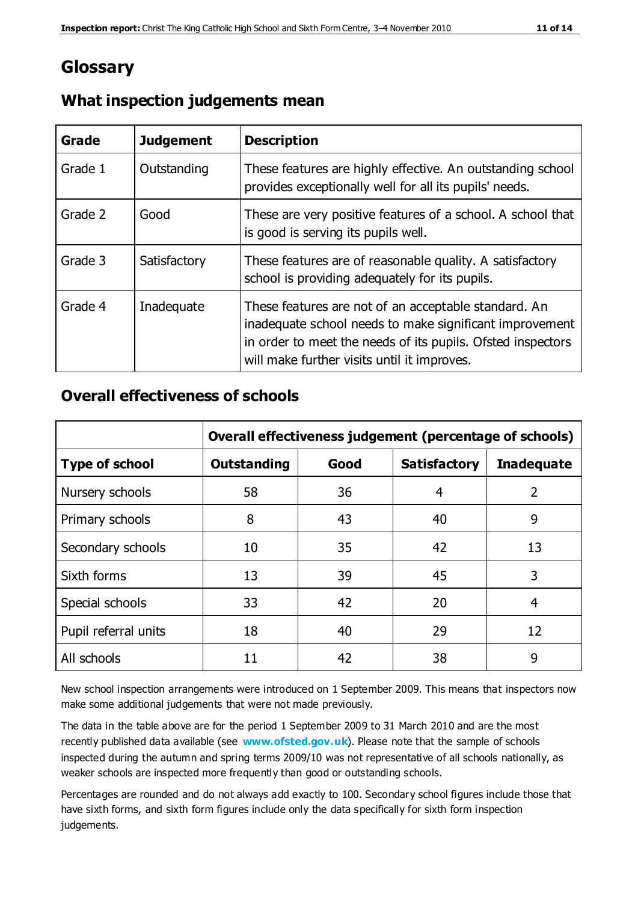# Glossary

## What inspection judgements mean

| Grade | Judgement | Description |
|---|---|---|
| Grade 1 | Outstanding | These features are highly effective. An outstanding school provides exceptionally well for all its pupils' needs. |
| Grade 2 | Good | These are very positive features of a school. A school that is good is serving its pupils well. |
| Grade 3 | Satisfactory | These features are of reasonable quality. A satisfactory school is providing adequately for its pupils. |
| Grade 4 | Inadequate | These features are not of an acceptable standard. An inadequate school needs to make significant improvement in order to meet the needs of its pupils. Ofsted inspectors will make further visits until it improves. |

## Overall effectiveness of schools

| | Overall effectiveness judgement (percentage of schools) | | | |
|---|---|---|---|---|
| **Type of school** | **Outstanding** | **Good** | **Satisfactory** | **Inadequate** |
| Nursery schools | 58 | 36 | 4 | 2 |
| Primary schools | 8 | 43 | 40 | 9 |
| Secondary schools | 10 | 35 | 42 | 13 |
| Sixth forms | 13 | 39 | 45 | 3 |
| Special schools | 33 | 42 | 20 | 4 |
| Pupil referral units | 18 | 40 | 29 | 12 |
| All schools | 11 | 42 | 38 | 9 |

New school inspection arrangements were introduced on 1 September 2009. This means that inspectors now make some additional judgements that were not made previously.

The data in the table above are for the period 1 September 2009 to 31 March 2010 and are the most recently published data available (see **www.ofsted.gov.uk**). Please note that the sample of schools inspected during the autumn and spring terms 2009/10 was not representative of all schools nationally, as weaker schools are inspected more frequently than good or outstanding schools.

Percentages are rounded and do not always add exactly to 100. Secondary school figures include those that have sixth forms, and sixth form figures include only the data specifically for sixth form inspection judgements.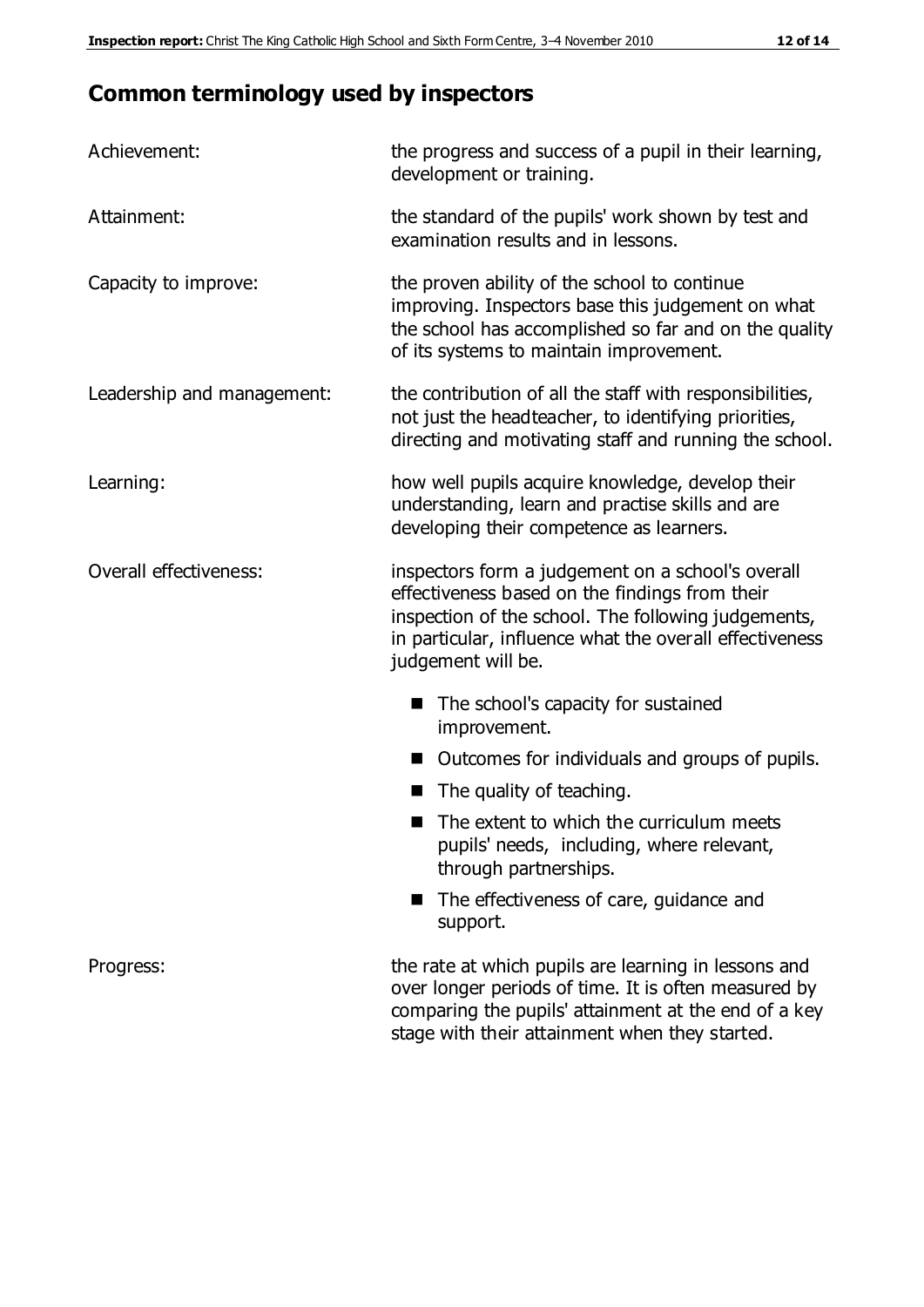## Common terminology used by inspectors

| | |
|---|---|
| Achievement: | the progress and success of a pupil in their learning, development or training. |
| Attainment: | the standard of the pupils' work shown by test and examination results and in lessons. |
| Capacity to improve: | the proven ability of the school to continue improving. Inspectors base this judgement on what the school has accomplished so far and on the quality of its systems to maintain improvement. |
| Leadership and management: | the contribution of all the staff with responsibilities, not just the headteacher, to identifying priorities, directing and motivating staff and running the school. |
| Learning: | how well pupils acquire knowledge, develop their understanding, learn and practise skills and are developing their competence as learners. |
| Overall effectiveness: | inspectors form a judgement on a school's overall effectiveness based on the findings from their inspection of the school. The following judgements, in particular, influence what the overall effectiveness judgement will be.<br>■ The school's capacity for sustained improvement.<br>■ Outcomes for individuals and groups of pupils.<br>■ The quality of teaching.<br>■ The extent to which the curriculum meets pupils' needs, including, where relevant, through partnerships.<br>■ The effectiveness of care, guidance and support. |
| Progress: | the rate at which pupils are learning in lessons and over longer periods of time. It is often measured by comparing the pupils' attainment at the end of a key stage with their attainment when they started. |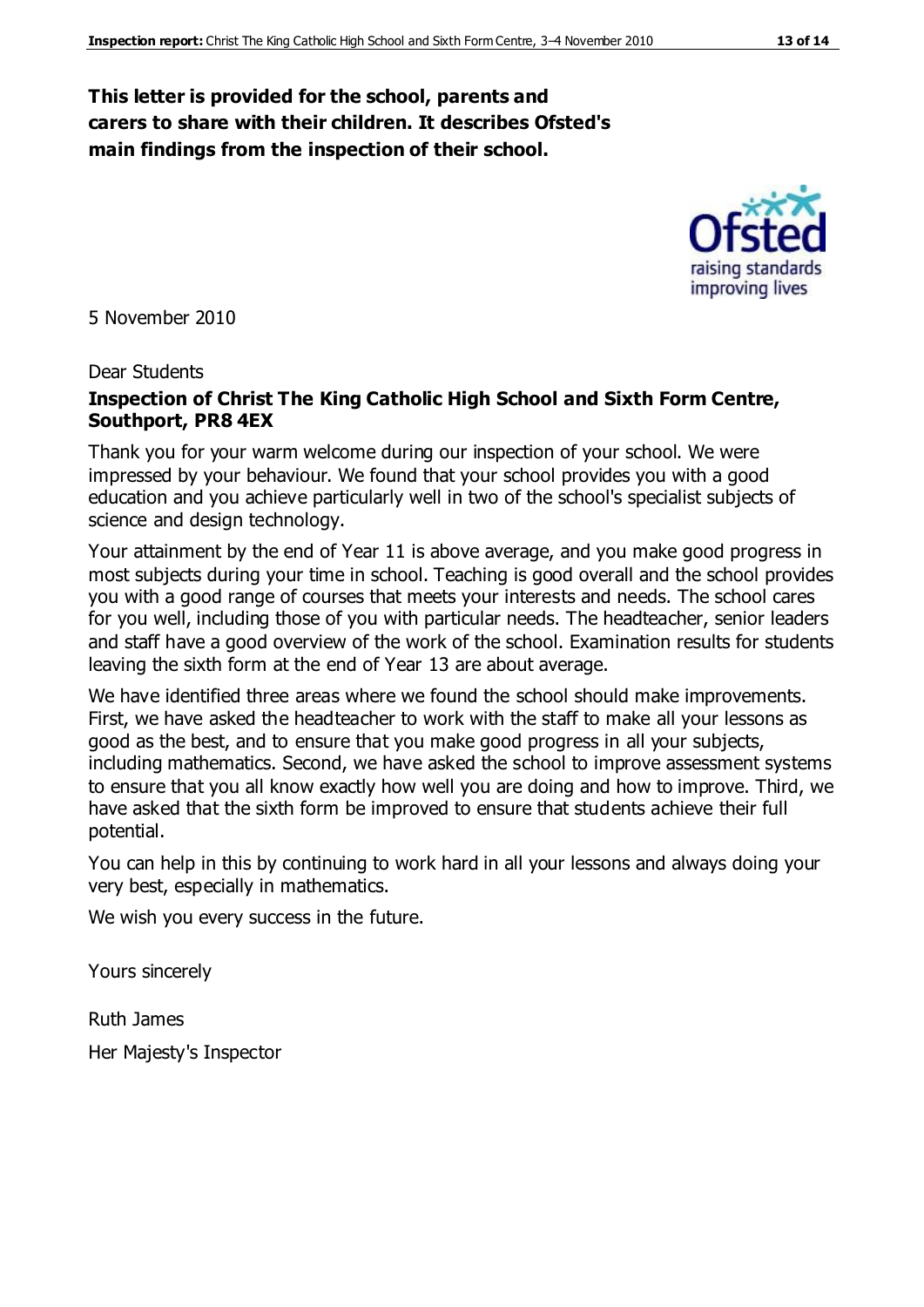**This letter is provided for the school, parents and carers to share with their children. It describes Ofsted's main findings from the inspection of their school.**

5 November 2010

Dear Students

**Inspection of Christ The King Catholic High School and Sixth Form Centre, Southport, PR8 4EX**

Thank you for your warm welcome during our inspection of your school. We were impressed by your behaviour. We found that your school provides you with a good education and you achieve particularly well in two of the school's specialist subjects of science and design technology.

Your attainment by the end of Year 11 is above average, and you make good progress in most subjects during your time in school. Teaching is good overall and the school provides you with a good range of courses that meets your interests and needs. The school cares for you well, including those of you with particular needs. The headteacher, senior leaders and staff have a good overview of the work of the school. Examination results for students leaving the sixth form at the end of Year 13 are about average.

We have identified three areas where we found the school should make improvements. First, we have asked the headteacher to work with the staff to make all your lessons as good as the best, and to ensure that you make good progress in all your subjects, including mathematics. Second, we have asked the school to improve assessment systems to ensure that you all know exactly how well you are doing and how to improve. Third, we have asked that the sixth form be improved to ensure that students achieve their full potential.

You can help in this by continuing to work hard in all your lessons and always doing your very best, especially in mathematics.

We wish you every success in the future.

Yours sincerely

Ruth James

Her Majesty's Inspector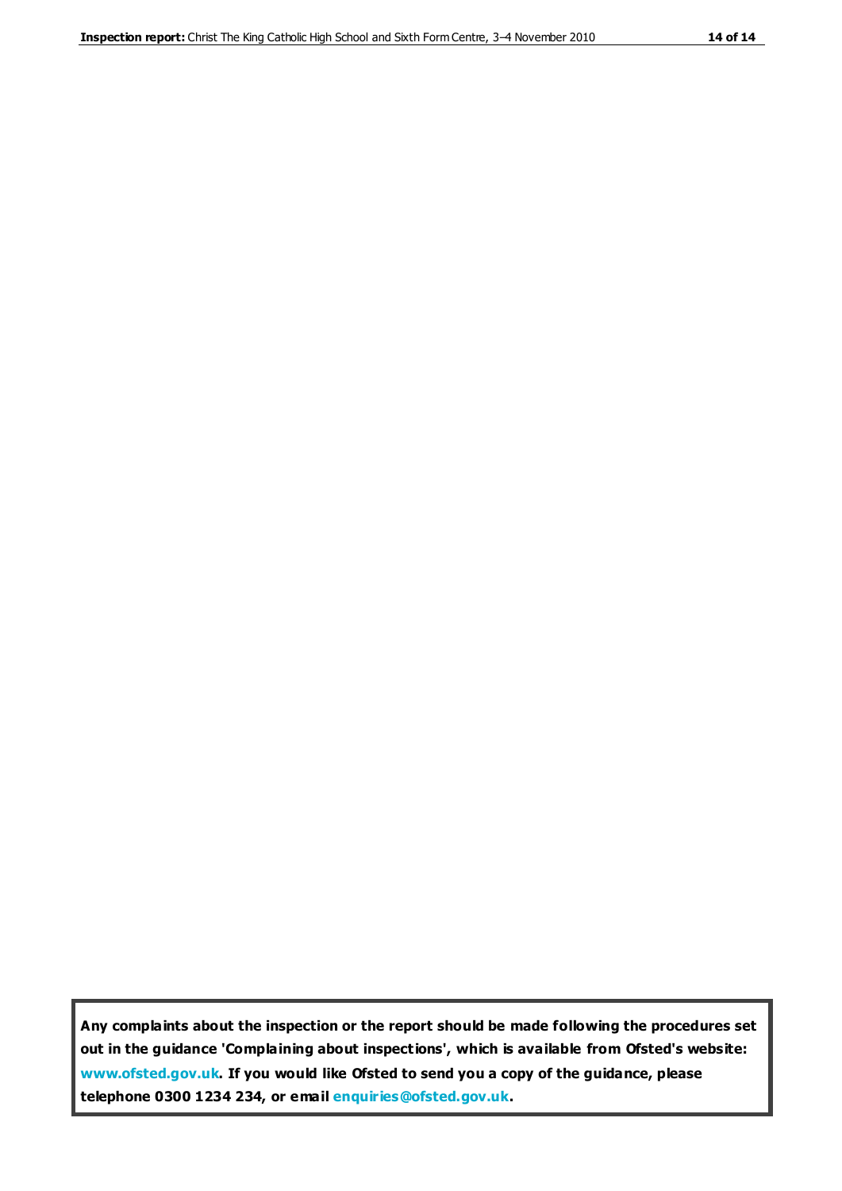**Any complaints about the inspection or the report should be made following the procedures set out in the guidance 'Complaining about inspections', which is available from Ofsted's website: www.ofsted.gov.uk. If you would like Ofsted to send you a copy of the guidance, please telephone 0300 1234 234, or email enquiries@ofsted.gov.uk.**